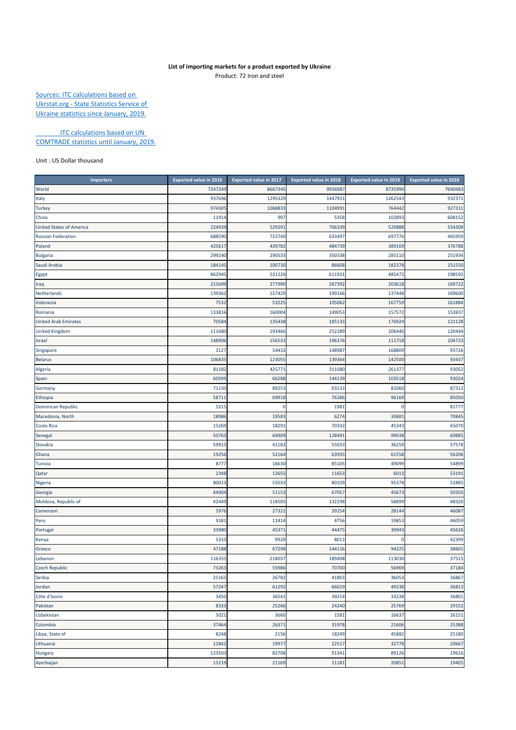**List of importing markets for a product exported by Ukraine**

Product: 72 Iron and steel

Sources: ITC calculations based on Ukrstat.org - State Statistics Service of Ukraine statistics since January, 2019.

ITC calculations based on UN COMTRADE statistics until January, 2019.

Unit : US Dollar thousand

| Importers | Exported value in 2016 | Exported value in 2017 | Exported value in 2018 | Exported value in 2019 | Exported value in 2020 |
|---|---|---|---|---|---|
| World | 7247249 | 8667345 | 9936987 | 8735990 | 7690483 |
| Italy | 937696 | 1295329 | 1447931 | 1262543 | 932371 |
| Turkey | 974305 | 1068833 | 1104991 | 764442 | 927311 |
| China | 11914 | 997 | 5358 | 102893 | 608152 |
| United States of America | 224939 | 529291 | 706339 | 520888 | 554309 |
| Russian Federation | 688590 | 723740 | 633497 | 697776 | 465959 |
| Poland | 425617 | 439782 | 484739 | 389169 | 376788 |
| Bulgaria | 299240 | 290533 | 350338 | 285110 | 251934 |
| Saudi Arabia | 184145 | 100730 | 86608 | 182378 | 251550 |
| Egypt | 862945 | 531226 | 611931 | 485472 | 198592 |
| Iraq | 215699 | 277990 | 267392 | 203618 | 169722 |
| Netherlands | 139362 | 157429 | 199166 | 137448 | 169600 |
| Indonesia | 7532 | 53225 | 105062 | 167759 | 161884 |
| Romania | 133816 | 160004 | 149053 | 157572 | 153837 |
| United Arab Emirates | 70584 | 135438 | 185133 | 176924 | 121128 |
| United Kingdom | 111680 | 193466 | 252289 | 206440 | 120444 |
| Israel | 148906 | 156533 | 196376 | 111718 | 104723 |
| Singapore | 3127 | 54432 | 148987 | 168809 | 93726 |
| Belarus | 106835 | 123055 | 139364 | 142500 | 93437 |
| Algeria | 81182 | 425771 | 311080 | 261377 | 93052 |
| Spain | 60599 | 66288 | 144139 | 103518 | 93024 |
| Germany | 71150 | 89253 | 93133 | 81060 | 87312 |
| Ethiopia | 58711 | 69918 | 76286 | 96169 | 85050 |
| Dominican Republic | 5315 | 0 | 1981 | 0 | 81777 |
| Macedonia, North | 18986 | 19583 | 6274 | 33881 | 70845 |
| Costa Rica | 15269 | 18291 | 70332 | 45343 | 65070 |
| Senegal | 50763 | 64909 | 128491 | 99038 | 60885 |
| Slovakia | 59915 | 41183 | 55033 | 36259 | 57578 |
| Ghana | 19256 | 52164 | 63935 | 61558 | 56206 |
| Tunisia | 8777 | 16630 | 85105 | 49099 | 54899 |
| Qatar | 2348 | 12655 | 11653 | 6013 | 53191 |
| Nigeria | 80013 | 55033 | 80109 | 95378 | 52885 |
| Georgia | 44904 | 51153 | 67057 | 45673 | 50350 |
| Moldova, Republic of | 42449 | 118505 | 132298 | 58899 | 48320 |
| Cameroon | 5976 | 27321 | 39254 | 28144 | 46087 |
| Peru | 9181 | 11414 | 4756 | 19853 | 46059 |
| Portugal | 33980 | 45371 | 44475 | 39943 | 45626 |
| Kenya | 5310 | 9929 | 8013 | 0 | 42399 |
| Greece | 47188 | 67298 | 144116 | 94225 | 38601 |
| Lebanon | 116355 | 218037 | 189408 | 113030 | 37515 |
| Czech Republic | 73263 | 55986 | 70700 | 56969 | 37184 |
| Serbia | 25165 | 26782 | 41803 | 36053 | 36867 |
| Jordan | 57247 | 61292 | 66019 | 49238 | 36813 |
| Côte d'Ivoire | 3450 | 36541 | 39214 | 33238 | 36801 |
| Pakistan | 8333 | 25266 | 24240 | 25769 | 29152 |
| Uzbekistan | 5021 | 3660 | 1581 | 16637 | 26151 |
| Colombia | 37464 | 26371 | 31978 | 21606 | 25388 |
| Libya, State of | 8248 | 2156 | 18249 | 45882 | 25180 |
| Lithuania | 12842 | 19977 | 22517 | 32778 | 20667 |
| Hungary | 123503 | 82708 | 91341 | 89126 | 19616 |
| Azerbaijan | 15219 | 21169 | 21181 | 20851 | 19405 |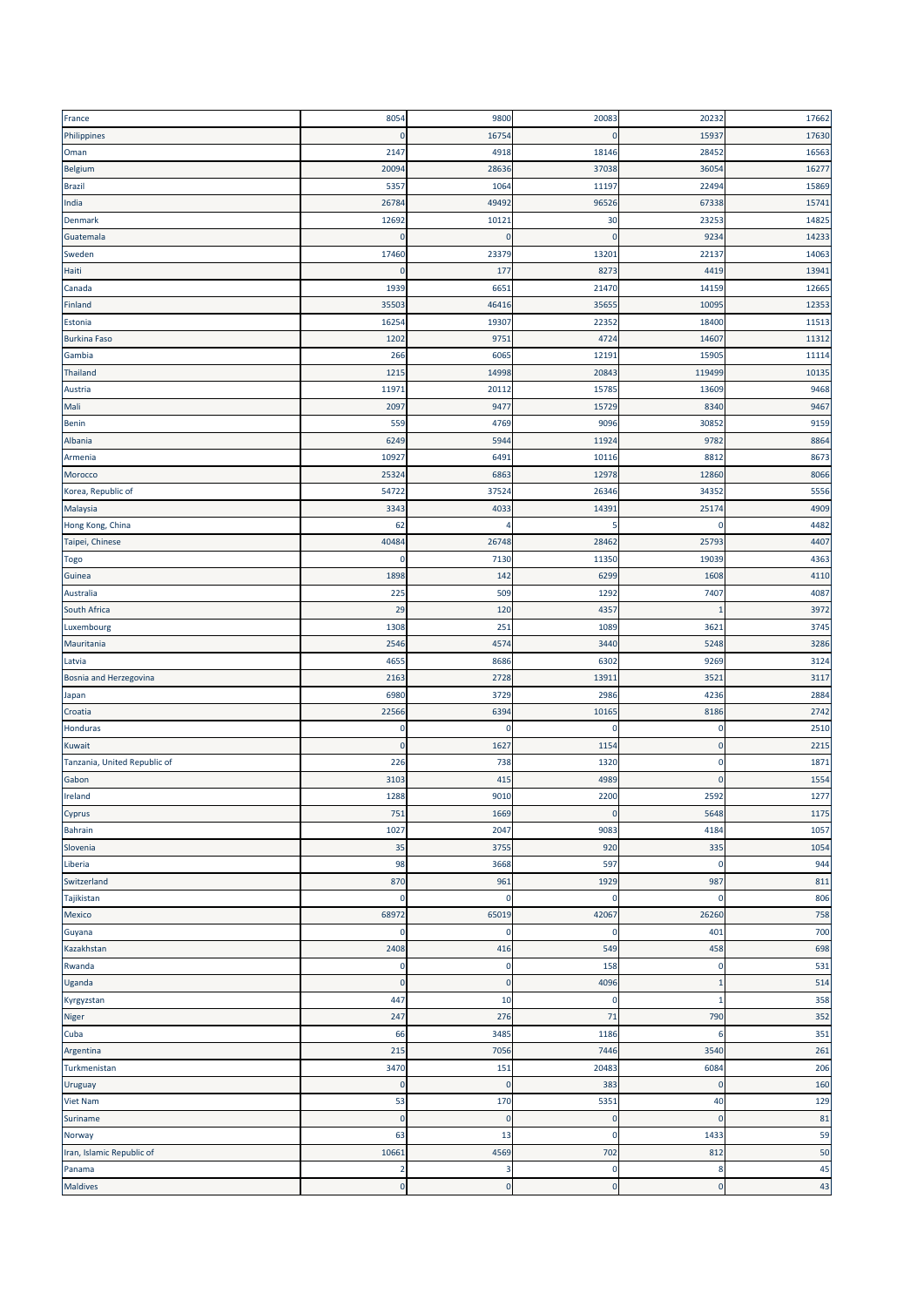| | | | | | |
|---|---|---|---|---|---|
| France | 8054 | 9800 | 20083 | 20232 | 17662 |
| Philippines | 0 | 16754 | 0 | 15937 | 17630 |
| Oman | 2147 | 4918 | 18146 | 28452 | 16563 |
| Belgium | 20094 | 28636 | 37038 | 36054 | 16277 |
| Brazil | 5357 | 1064 | 11197 | 22494 | 15869 |
| India | 26784 | 49492 | 96526 | 67338 | 15741 |
| Denmark | 12692 | 10121 | 30 | 23253 | 14825 |
| Guatemala | 0 | 0 | 0 | 9234 | 14233 |
| Sweden | 17460 | 23379 | 13201 | 22137 | 14063 |
| Haiti | 0 | 177 | 8273 | 4419 | 13941 |
| Canada | 1939 | 6651 | 21470 | 14159 | 12665 |
| Finland | 35503 | 46416 | 35655 | 10095 | 12353 |
| Estonia | 16254 | 19307 | 22352 | 18400 | 11513 |
| Burkina Faso | 1202 | 9751 | 4724 | 14607 | 11312 |
| Gambia | 266 | 6065 | 12191 | 15905 | 11114 |
| Thailand | 1215 | 14998 | 20843 | 119499 | 10135 |
| Austria | 11971 | 20112 | 15785 | 13609 | 9468 |
| Mali | 2097 | 9477 | 15729 | 8340 | 9467 |
| Benin | 559 | 4769 | 9096 | 30852 | 9159 |
| Albania | 6249 | 5944 | 11924 | 9782 | 8864 |
| Armenia | 10927 | 6491 | 10116 | 8812 | 8673 |
| Morocco | 25324 | 6863 | 12978 | 12860 | 8066 |
| Korea, Republic of | 54722 | 37524 | 26346 | 34352 | 5556 |
| Malaysia | 3343 | 4033 | 14391 | 25174 | 4909 |
| Hong Kong, China | 62 | 4 | 5 | 0 | 4482 |
| Taipei, Chinese | 40484 | 26748 | 28462 | 25793 | 4407 |
| Togo | 0 | 7130 | 11350 | 19039 | 4363 |
| Guinea | 1898 | 142 | 6299 | 1608 | 4110 |
| Australia | 225 | 509 | 1292 | 7407 | 4087 |
| South Africa | 29 | 120 | 4357 | 1 | 3972 |
| Luxembourg | 1308 | 251 | 1089 | 3621 | 3745 |
| Mauritania | 2546 | 4574 | 3440 | 5248 | 3286 |
| Latvia | 4655 | 8686 | 6302 | 9269 | 3124 |
| Bosnia and Herzegovina | 2163 | 2728 | 13911 | 3521 | 3117 |
| Japan | 6980 | 3729 | 2986 | 4236 | 2884 |
| Croatia | 22566 | 6394 | 10165 | 8186 | 2742 |
| Honduras | 0 | 0 | 0 | 0 | 2510 |
| Kuwait | 0 | 1627 | 1154 | 0 | 2215 |
| Tanzania, United Republic of | 226 | 738 | 1320 | 0 | 1871 |
| Gabon | 3103 | 415 | 4989 | 0 | 1554 |
| Ireland | 1288 | 9010 | 2200 | 2592 | 1277 |
| Cyprus | 751 | 1669 | 0 | 5648 | 1175 |
| Bahrain | 1027 | 2047 | 9083 | 4184 | 1057 |
| Slovenia | 35 | 3755 | 920 | 335 | 1054 |
| Liberia | 98 | 3668 | 597 | 0 | 944 |
| Switzerland | 870 | 961 | 1929 | 987 | 811 |
| Tajikistan | 0 | 0 | 0 | 0 | 806 |
| Mexico | 68972 | 65019 | 42067 | 26260 | 758 |
| Guyana | 0 | 0 | 0 | 401 | 700 |
| Kazakhstan | 2408 | 416 | 549 | 458 | 698 |
| Rwanda | 0 | 0 | 158 | 0 | 531 |
| Uganda | 0 | 0 | 4096 | 1 | 514 |
| Kyrgyzstan | 447 | 10 | 0 | 1 | 358 |
| Niger | 247 | 276 | 71 | 790 | 352 |
| Cuba | 66 | 3485 | 1186 | 6 | 351 |
| Argentina | 215 | 7056 | 7446 | 3540 | 261 |
| Turkmenistan | 3470 | 151 | 20483 | 6084 | 206 |
| Uruguay | 0 | 0 | 383 | 0 | 160 |
| Viet Nam | 53 | 170 | 5351 | 40 | 129 |
| Suriname | 0 | 0 | 0 | 0 | 81 |
| Norway | 63 | 13 | 0 | 1433 | 59 |
| Iran, Islamic Republic of | 10661 | 4569 | 702 | 812 | 50 |
| Panama | 2 | 3 | 0 | 8 | 45 |
| Maldives | 0 | 0 | 0 | 0 | 43 |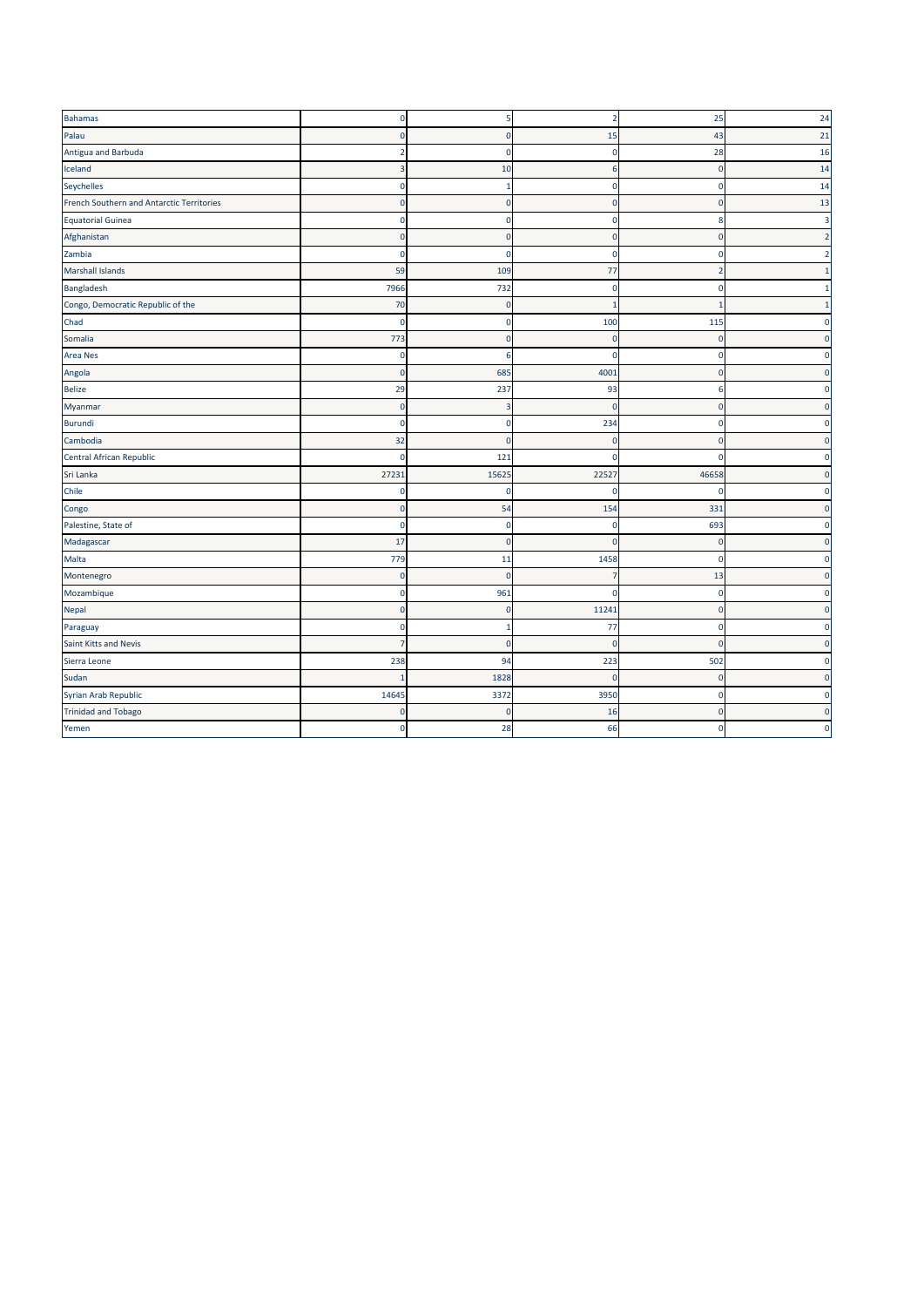| | | | | | |
|---|---|---|---|---|---|
| Bahamas | 0 | 5 | 2 | 25 | 24 |
| Palau | 0 | 0 | 15 | 43 | 21 |
| Antigua and Barbuda | 2 | 0 | 0 | 28 | 16 |
| Iceland | 3 | 10 | 6 | 0 | 14 |
| Seychelles | 0 | 1 | 0 | 0 | 14 |
| French Southern and Antarctic Territories | 0 | 0 | 0 | 0 | 13 |
| Equatorial Guinea | 0 | 0 | 0 | 8 | 3 |
| Afghanistan | 0 | 0 | 0 | 0 | 2 |
| Zambia | 0 | 0 | 0 | 0 | 2 |
| Marshall Islands | 59 | 109 | 77 | 2 | 1 |
| Bangladesh | 7966 | 732 | 0 | 0 | 1 |
| Congo, Democratic Republic of the | 70 | 0 | 1 | 1 | 1 |
| Chad | 0 | 0 | 100 | 115 | 0 |
| Somalia | 773 | 0 | 0 | 0 | 0 |
| Area Nes | 0 | 6 | 0 | 0 | 0 |
| Angola | 0 | 685 | 4001 | 0 | 0 |
| Belize | 29 | 237 | 93 | 6 | 0 |
| Myanmar | 0 | 3 | 0 | 0 | 0 |
| Burundi | 0 | 0 | 234 | 0 | 0 |
| Cambodia | 32 | 0 | 0 | 0 | 0 |
| Central African Republic | 0 | 121 | 0 | 0 | 0 |
| Sri Lanka | 27231 | 15625 | 22527 | 46658 | 0 |
| Chile | 0 | 0 | 0 | 0 | 0 |
| Congo | 0 | 54 | 154 | 331 | 0 |
| Palestine, State of | 0 | 0 | 0 | 693 | 0 |
| Madagascar | 17 | 0 | 0 | 0 | 0 |
| Malta | 779 | 11 | 1458 | 0 | 0 |
| Montenegro | 0 | 0 | 7 | 13 | 0 |
| Mozambique | 0 | 961 | 0 | 0 | 0 |
| Nepal | 0 | 0 | 11241 | 0 | 0 |
| Paraguay | 0 | 1 | 77 | 0 | 0 |
| Saint Kitts and Nevis | 7 | 0 | 0 | 0 | 0 |
| Sierra Leone | 238 | 94 | 223 | 502 | 0 |
| Sudan | 1 | 1828 | 0 | 0 | 0 |
| Syrian Arab Republic | 14645 | 3372 | 3950 | 0 | 0 |
| Trinidad and Tobago | 0 | 0 | 16 | 0 | 0 |
| Yemen | 0 | 28 | 66 | 0 | 0 |